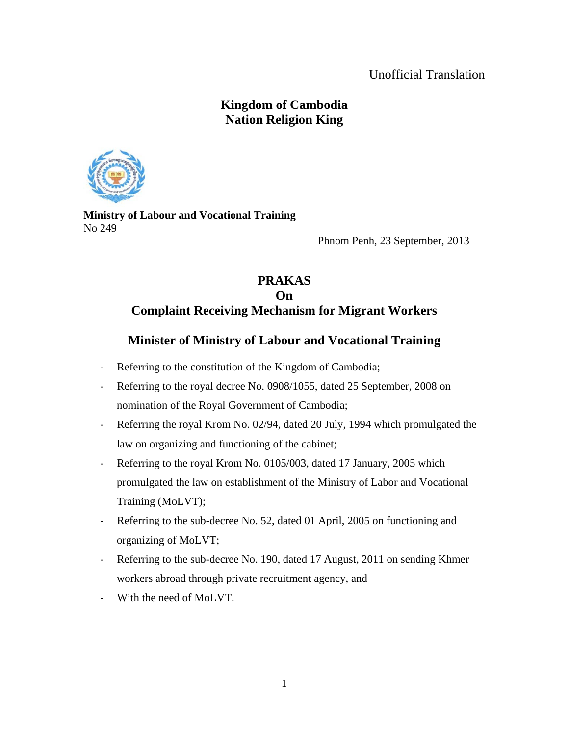Unofficial Translation

**Kingdom of Cambodia**
**Nation Religion King**

**Ministry of Labour and Vocational Training**
No 249

Phnom Penh, 23 September, 2013

# PRAKAS
# On
# Complaint Receiving Mechanism for Migrant Workers

## Minister of Ministry of Labour and Vocational Training

- Referring to the constitution of the Kingdom of Cambodia;
- Referring to the royal decree No. 0908/1055, dated 25 September, 2008 on nomination of the Royal Government of Cambodia;
- Referring the royal Krom No. 02/94, dated 20 July, 1994 which promulgated the law on organizing and functioning of the cabinet;
- Referring to the royal Krom No. 0105/003, dated 17 January, 2005 which promulgated the law on establishment of the Ministry of Labor and Vocational Training (MoLVT);
- Referring to the sub-decree No. 52, dated 01 April, 2005 on functioning and organizing of MoLVT;
- Referring to the sub-decree No. 190, dated 17 August, 2011 on sending Khmer workers abroad through private recruitment agency, and
- With the need of MoLVT.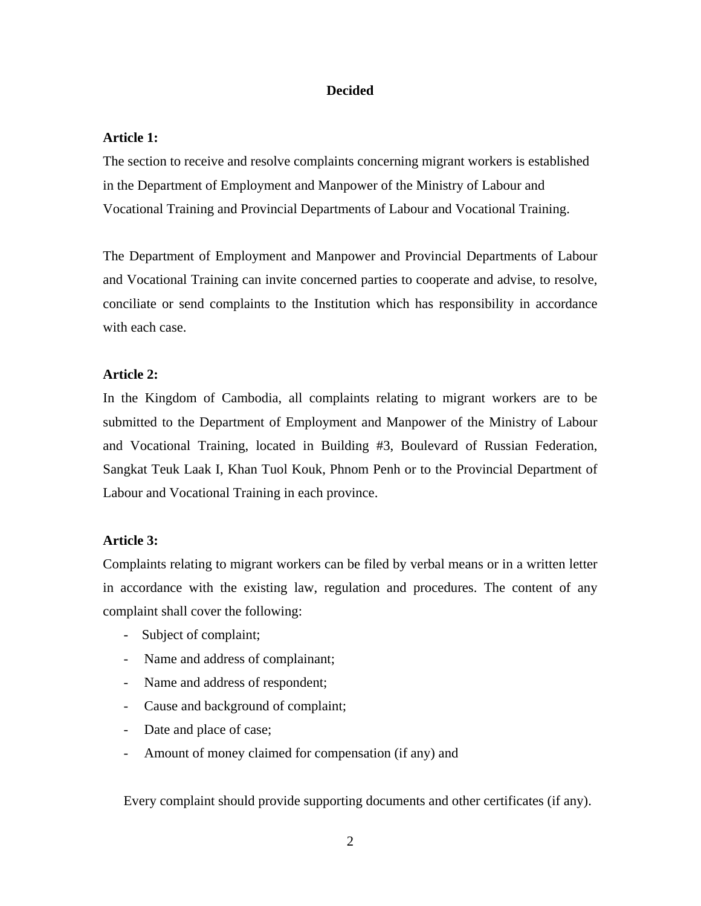**Decided**

**Article 1:**

The section to receive and resolve complaints concerning migrant workers is established in the Department of Employment and Manpower of the Ministry of Labour and Vocational Training and Provincial Departments of Labour and Vocational Training.

The Department of Employment and Manpower and Provincial Departments of Labour and Vocational Training can invite concerned parties to cooperate and advise, to resolve, conciliate or send complaints to the Institution which has responsibility in accordance with each case.

**Article 2:**

In the Kingdom of Cambodia, all complaints relating to migrant workers are to be submitted to the Department of Employment and Manpower of the Ministry of Labour and Vocational Training, located in Building #3, Boulevard of Russian Federation, Sangkat Teuk Laak I, Khan Tuol Kouk, Phnom Penh or to the Provincial Department of Labour and Vocational Training in each province.

**Article 3:**

Complaints relating to migrant workers can be filed by verbal means or in a written letter in accordance with the existing law, regulation and procedures. The content of any complaint shall cover the following:

- Subject of complaint;
- Name and address of complainant;
- Name and address of respondent;
- Cause and background of complaint;
- Date and place of case;
- Amount of money claimed for compensation (if any) and

Every complaint should provide supporting documents and other certificates (if any).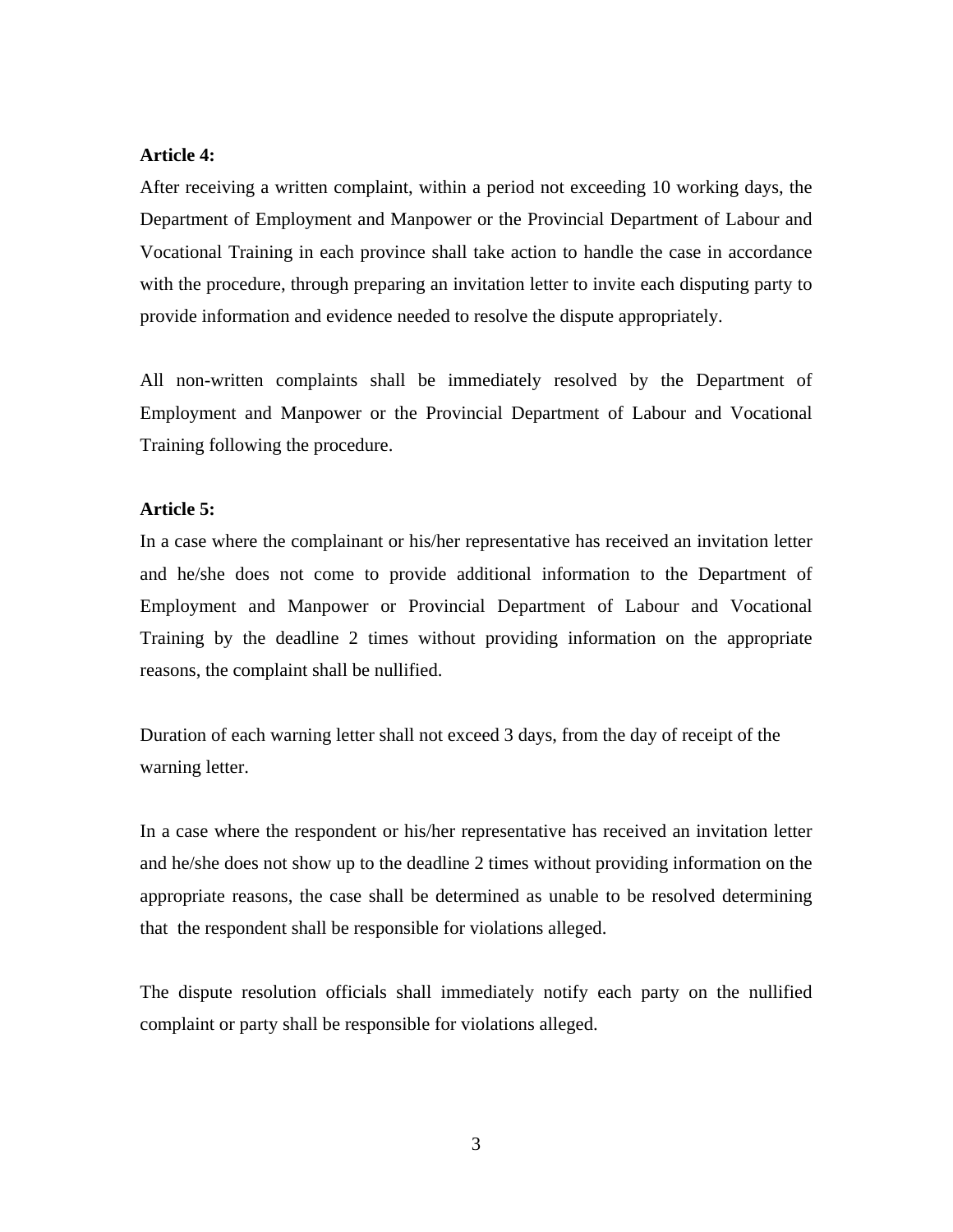**Article 4:**

After receiving a written complaint, within a period not exceeding 10 working days, the Department of Employment and Manpower or the Provincial Department of Labour and Vocational Training in each province shall take action to handle the case in accordance with the procedure, through preparing an invitation letter to invite each disputing party to provide information and evidence needed to resolve the dispute appropriately.

All non-written complaints shall be immediately resolved by the Department of Employment and Manpower or the Provincial Department of Labour and Vocational Training following the procedure.

**Article 5:**

In a case where the complainant or his/her representative has received an invitation letter and he/she does not come to provide additional information to the Department of Employment and Manpower or Provincial Department of Labour and Vocational Training by the deadline 2 times without providing information on the appropriate reasons, the complaint shall be nullified.

Duration of each warning letter shall not exceed 3 days, from the day of receipt of the warning letter.

In a case where the respondent or his/her representative has received an invitation letter and he/she does not show up to the deadline 2 times without providing information on the appropriate reasons, the case shall be determined as unable to be resolved determining that the respondent shall be responsible for violations alleged.

The dispute resolution officials shall immediately notify each party on the nullified complaint or party shall be responsible for violations alleged.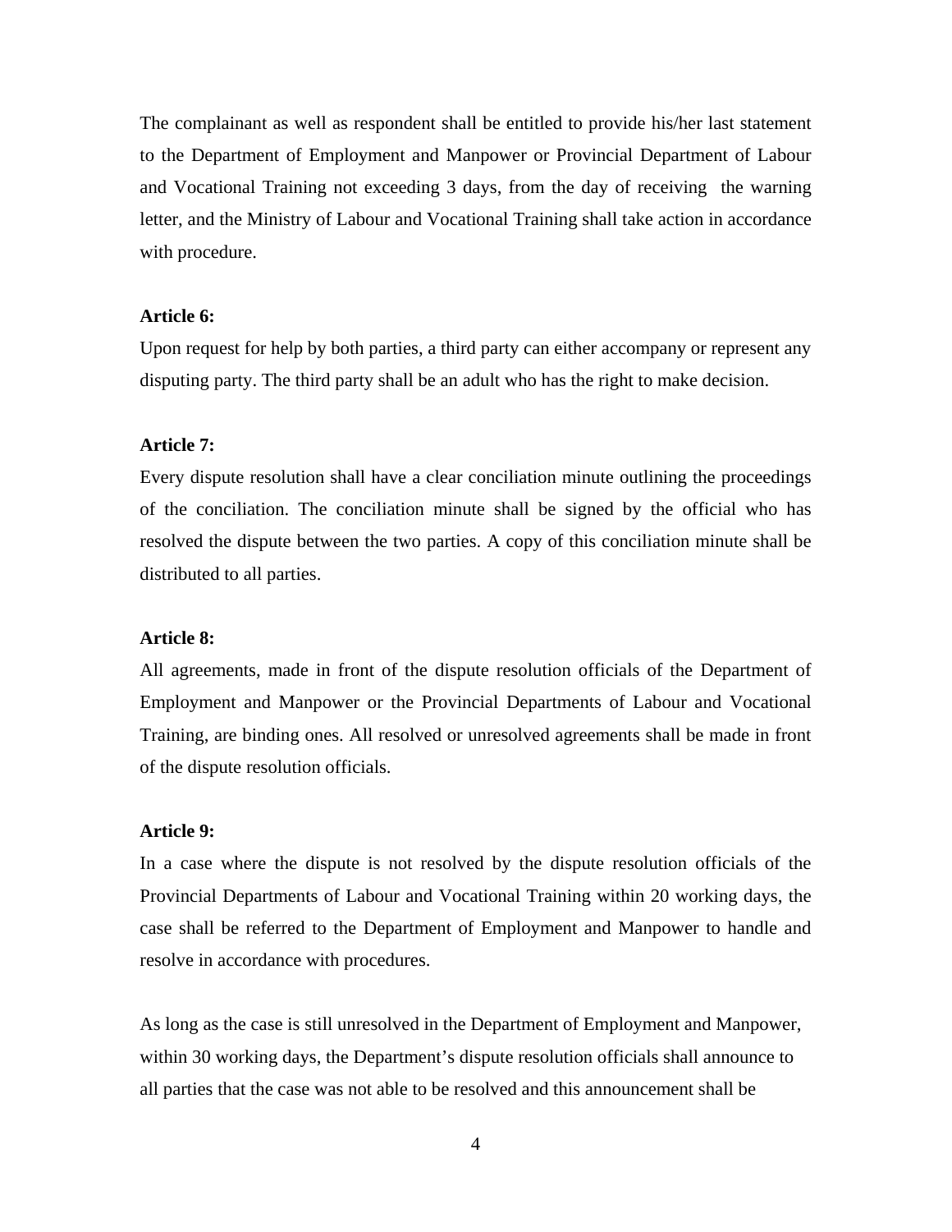The complainant as well as respondent shall be entitled to provide his/her last statement to the Department of Employment and Manpower or Provincial Department of Labour and Vocational Training not exceeding 3 days, from the day of receiving the warning letter, and the Ministry of Labour and Vocational Training shall take action in accordance with procedure.

**Article 6:**

Upon request for help by both parties, a third party can either accompany or represent any disputing party. The third party shall be an adult who has the right to make decision.

**Article 7:**

Every dispute resolution shall have a clear conciliation minute outlining the proceedings of the conciliation. The conciliation minute shall be signed by the official who has resolved the dispute between the two parties. A copy of this conciliation minute shall be distributed to all parties.

**Article 8:**

All agreements, made in front of the dispute resolution officials of the Department of Employment and Manpower or the Provincial Departments of Labour and Vocational Training, are binding ones. All resolved or unresolved agreements shall be made in front of the dispute resolution officials.

**Article 9:**

In a case where the dispute is not resolved by the dispute resolution officials of the Provincial Departments of Labour and Vocational Training within 20 working days, the case shall be referred to the Department of Employment and Manpower to handle and resolve in accordance with procedures.

As long as the case is still unresolved in the Department of Employment and Manpower, within 30 working days, the Department's dispute resolution officials shall announce to all parties that the case was not able to be resolved and this announcement shall be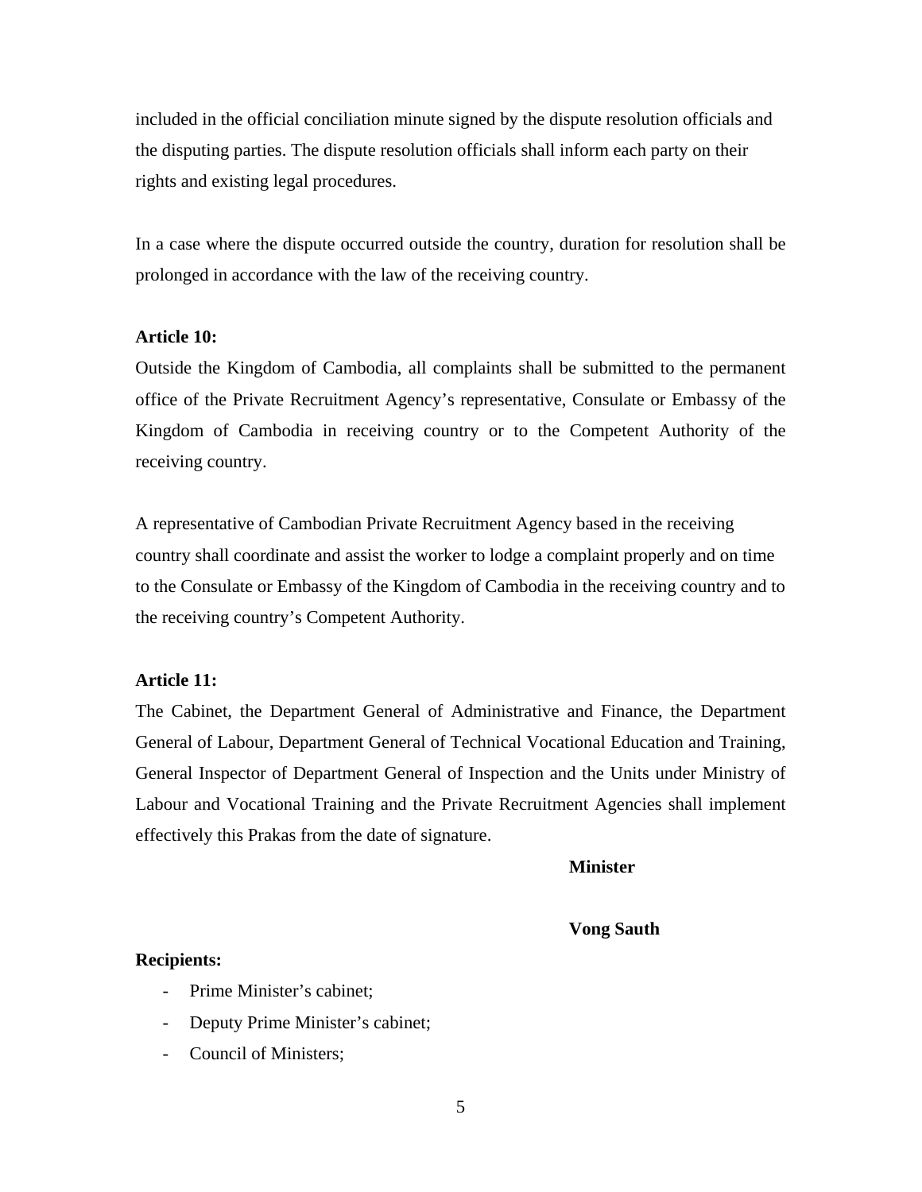included in the official conciliation minute signed by the dispute resolution officials and the disputing parties. The dispute resolution officials shall inform each party on their rights and existing legal procedures.

In a case where the dispute occurred outside the country, duration for resolution shall be prolonged in accordance with the law of the receiving country.

**Article 10:**

Outside the Kingdom of Cambodia, all complaints shall be submitted to the permanent office of the Private Recruitment Agency's representative, Consulate or Embassy of the Kingdom of Cambodia in receiving country or to the Competent Authority of the receiving country.

A representative of Cambodian Private Recruitment Agency based in the receiving country shall coordinate and assist the worker to lodge a complaint properly and on time to the Consulate or Embassy of the Kingdom of Cambodia in the receiving country and to the receiving country's Competent Authority.

**Article 11:**

The Cabinet, the Department General of Administrative and Finance, the Department General of Labour, Department General of Technical Vocational Education and Training, General Inspector of Department General of Inspection and the Units under Ministry of Labour and Vocational Training and the Private Recruitment Agencies shall implement effectively this Prakas from the date of signature.

**Minister**

**Vong Sauth**

**Recipients:**

- Prime Minister's cabinet;
- Deputy Prime Minister's cabinet;
- Council of Ministers;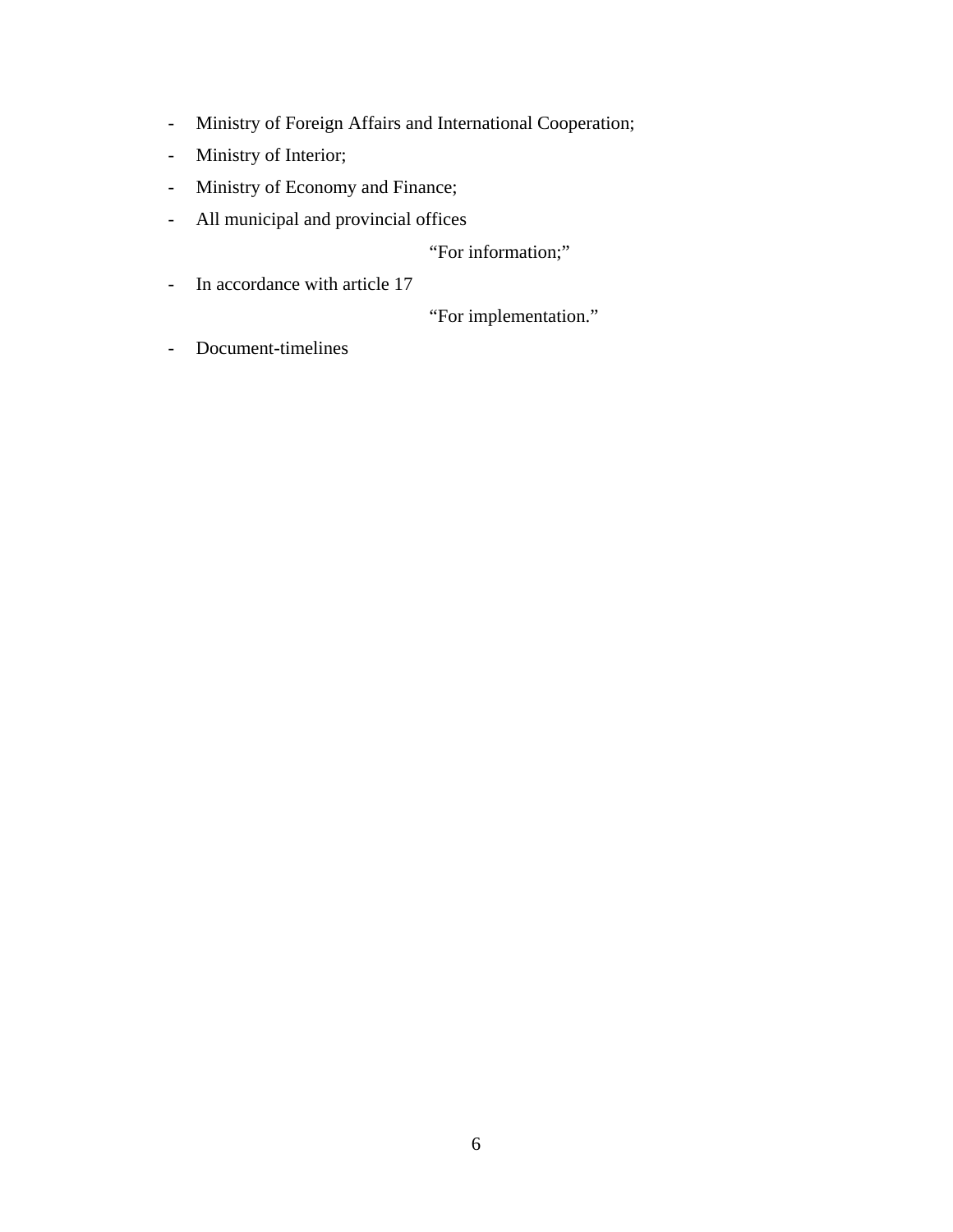- Ministry of Foreign Affairs and International Cooperation;
- Ministry of Interior;
- Ministry of Economy and Finance;
- All municipal and provincial offices

  “For information;”

- In accordance with article 17

  “For implementation.”

- Document-timelines